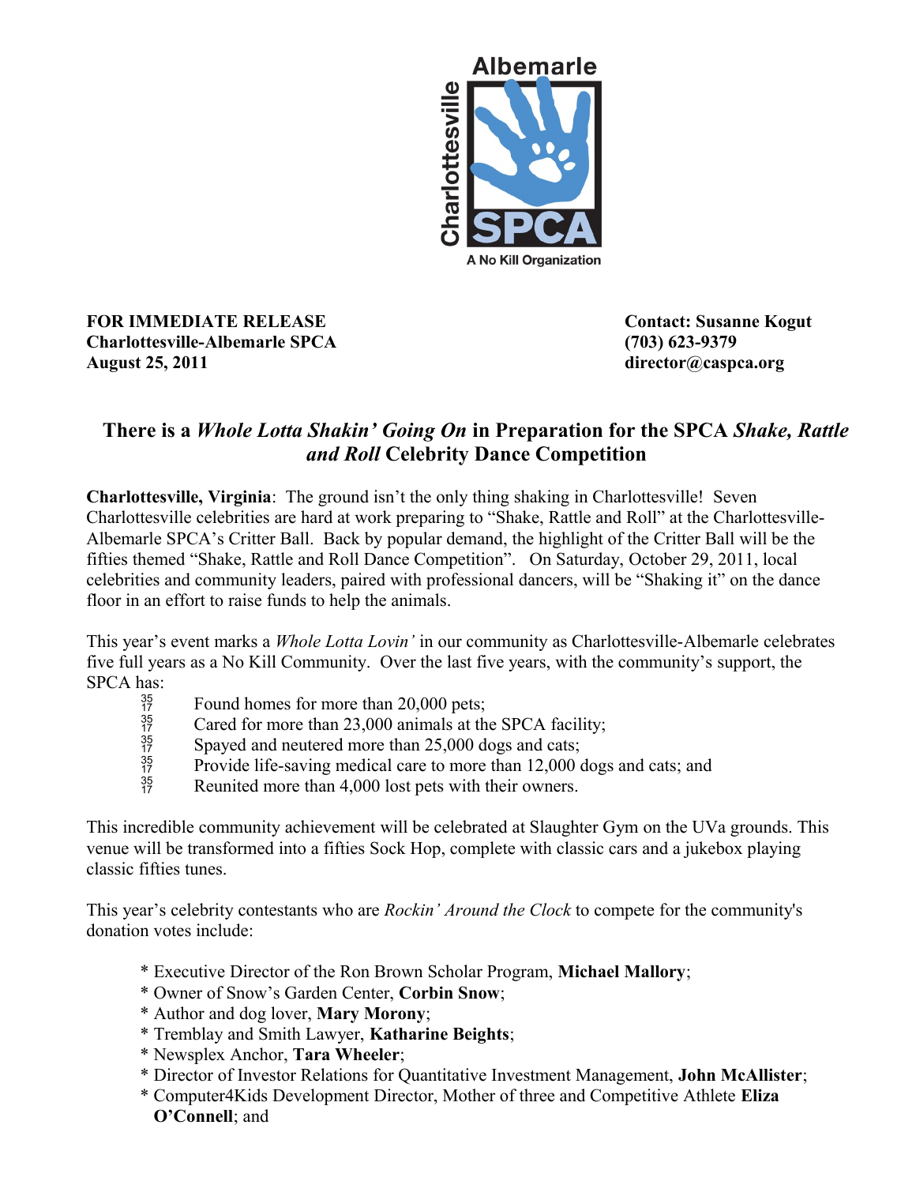Albemarle

Charlottesville

SPCA

A No Kill Organization

**FOR IMMEDIATE RELEASE**
**Charlottesville-Albemarle SPCA**
**August 25, 2011**

**Contact: Susanne Kogut**
**(703) 623-9379**
**director@caspca.org**

## There is a *Whole Lotta Shakin' Going On* in Preparation for the SPCA *Shake, Rattle and Roll* Celebrity Dance Competition

**Charlottesville, Virginia**: The ground isn't the only thing shaking in Charlottesville! Seven Charlottesville celebrities are hard at work preparing to "Shake, Rattle and Roll" at the Charlottesville-Albemarle SPCA's Critter Ball. Back by popular demand, the highlight of the Critter Ball will be the fifties themed "Shake, Rattle and Roll Dance Competition". On Saturday, October 29, 2011, local celebrities and community leaders, paired with professional dancers, will be "Shaking it" on the dance floor in an effort to raise funds to help the animals.

This year's event marks a *Whole Lotta Lovin'* in our community as Charlottesville-Albemarle celebrates five full years as a No Kill Community. Over the last five years, with the community's support, the SPCA has:

- Found homes for more than 20,000 pets;
- Cared for more than 23,000 animals at the SPCA facility;
- Spayed and neutered more than 25,000 dogs and cats;
- Provide life-saving medical care to more than 12,000 dogs and cats; and
- Reunited more than 4,000 lost pets with their owners.

This incredible community achievement will be celebrated at Slaughter Gym on the UVa grounds. This venue will be transformed into a fifties Sock Hop, complete with classic cars and a jukebox playing classic fifties tunes.

This year's celebrity contestants who are *Rockin' Around the Clock* to compete for the community's donation votes include:

* Executive Director of the Ron Brown Scholar Program, **Michael Mallory**;
* Owner of Snow's Garden Center, **Corbin Snow**;
* Author and dog lover, **Mary Morony**;
* Tremblay and Smith Lawyer, **Katharine Beights**;
* Newsplex Anchor, **Tara Wheeler**;
* Director of Investor Relations for Quantitative Investment Management, **John McAllister**;
* Computer4Kids Development Director, Mother of three and Competitive Athlete **Eliza O'Connell**; and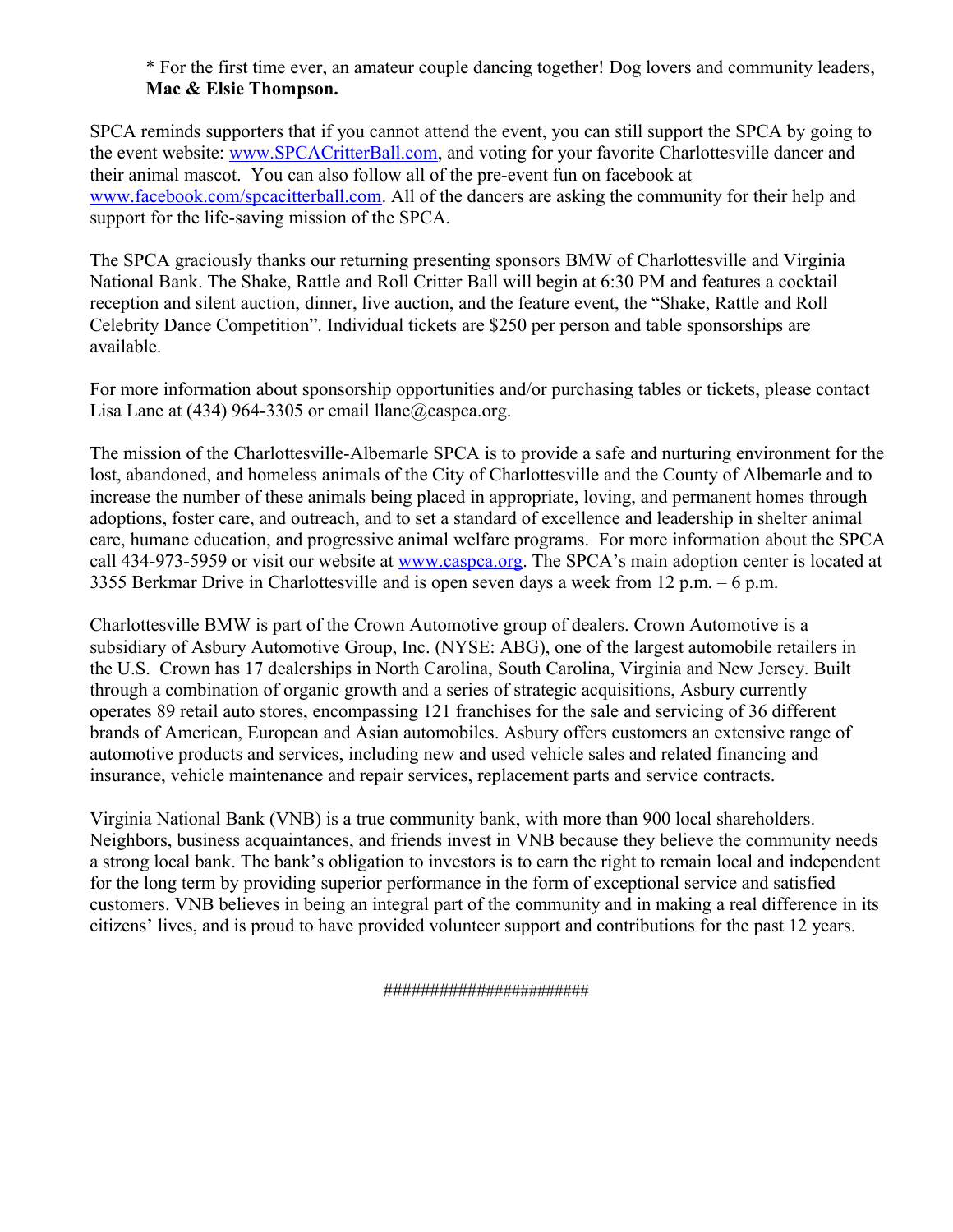* For the first time ever, an amateur couple dancing together! Dog lovers and community leaders, **Mac & Elsie Thompson.**

SPCA reminds supporters that if you cannot attend the event, you can still support the SPCA by going to the event website: [www.SPCACritterBall.com](http://www.SPCACritterBall.com), and voting for your favorite Charlottesville dancer and their animal mascot. You can also follow all of the pre-event fun on facebook at [www.facebook.com/spcacitterball.com](http://www.facebook.com/spcacitterball.com). All of the dancers are asking the community for their help and support for the life-saving mission of the SPCA.

The SPCA graciously thanks our returning presenting sponsors BMW of Charlottesville and Virginia National Bank. The Shake, Rattle and Roll Critter Ball will begin at 6:30 PM and features a cocktail reception and silent auction, dinner, live auction, and the feature event, the "Shake, Rattle and Roll Celebrity Dance Competition". Individual tickets are $250 per person and table sponsorships are available.

For more information about sponsorship opportunities and/or purchasing tables or tickets, please contact Lisa Lane at (434) 964-3305 or email llane@caspca.org.

The mission of the Charlottesville-Albemarle SPCA is to provide a safe and nurturing environment for the lost, abandoned, and homeless animals of the City of Charlottesville and the County of Albemarle and to increase the number of these animals being placed in appropriate, loving, and permanent homes through adoptions, foster care, and outreach, and to set a standard of excellence and leadership in shelter animal care, humane education, and progressive animal welfare programs. For more information about the SPCA call 434-973-5959 or visit our website at [www.caspca.org](http://www.caspca.org). The SPCA's main adoption center is located at 3355 Berkmar Drive in Charlottesville and is open seven days a week from 12 p.m. – 6 p.m.

Charlottesville BMW is part of the Crown Automotive group of dealers. Crown Automotive is a subsidiary of Asbury Automotive Group, Inc. (NYSE: ABG), one of the largest automobile retailers in the U.S. Crown has 17 dealerships in North Carolina, South Carolina, Virginia and New Jersey. Built through a combination of organic growth and a series of strategic acquisitions, Asbury currently operates 89 retail auto stores, encompassing 121 franchises for the sale and servicing of 36 different brands of American, European and Asian automobiles. Asbury offers customers an extensive range of automotive products and services, including new and used vehicle sales and related financing and insurance, vehicle maintenance and repair services, replacement parts and service contracts.

Virginia National Bank (VNB) is a true community bank, with more than 900 local shareholders. Neighbors, business acquaintances, and friends invest in VNB because they believe the community needs a strong local bank. The bank's obligation to investors is to earn the right to remain local and independent for the long term by providing superior performance in the form of exceptional service and satisfied customers. VNB believes in being an integral part of the community and in making a real difference in its citizens' lives, and is proud to have provided volunteer support and contributions for the past 12 years.

######################